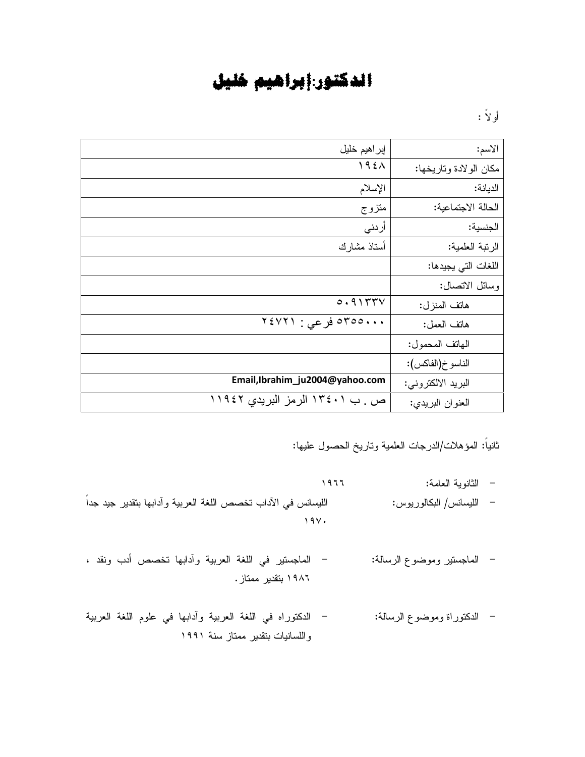# الدكتور:إبراهيم خليل

أولاً :

| الاسم: | إبراهيم خليل |
|---|---|
| مكان الولادة وتاريخها: | ١٩٤٨ |
| الديانة: | الإسلام |
| الحالة الاجتماعية: | متزوج |
| الجنسية: | أردني |
| الرتبة العلمية: | أستاذ مشارك |
| اللغات التي يجيدها: | |
| وسائل الاتصال: | |
| هاتف المنزل: | ٥٠٩١٣٣٧ |
| هاتف العمل: | ٥٣٥٥٠٠٠ فرعي : ٢٤٧٢١ |
| الهاتف المحمول: | |
| الناسوخ(الفاكس): | |
| البريد الالكتروني: | Email,Ibrahim_ju2004@yahoo.com |
| العنوان البريدي: | ص . ب ١٣٤٠١ الرمز البريدي ١١٩٤٢ |

ثانياً: المؤهلات/الدرجات العلمية وتاريخ الحصول عليها:

- الثانوية العامة: ١٩٦٦
- الليسانس/ البكالوريوس: الليسانس في الآداب تخصص اللغة العربية وآدابها بتقدير جيد جداً ١٩٧٠
- الماجستير وموضوع الرسالة: - الماجستير في اللغة العربية وآدابها تخصص أدب ونقد ، ١٩٨٦ بتقدير ممتاز.
- الدكتوراة وموضوع الرسالة: - الدكتوراه في اللغة العربية وآدابها في علوم اللغة العربية واللسانيات بتقدير ممتاز سنة ١٩٩١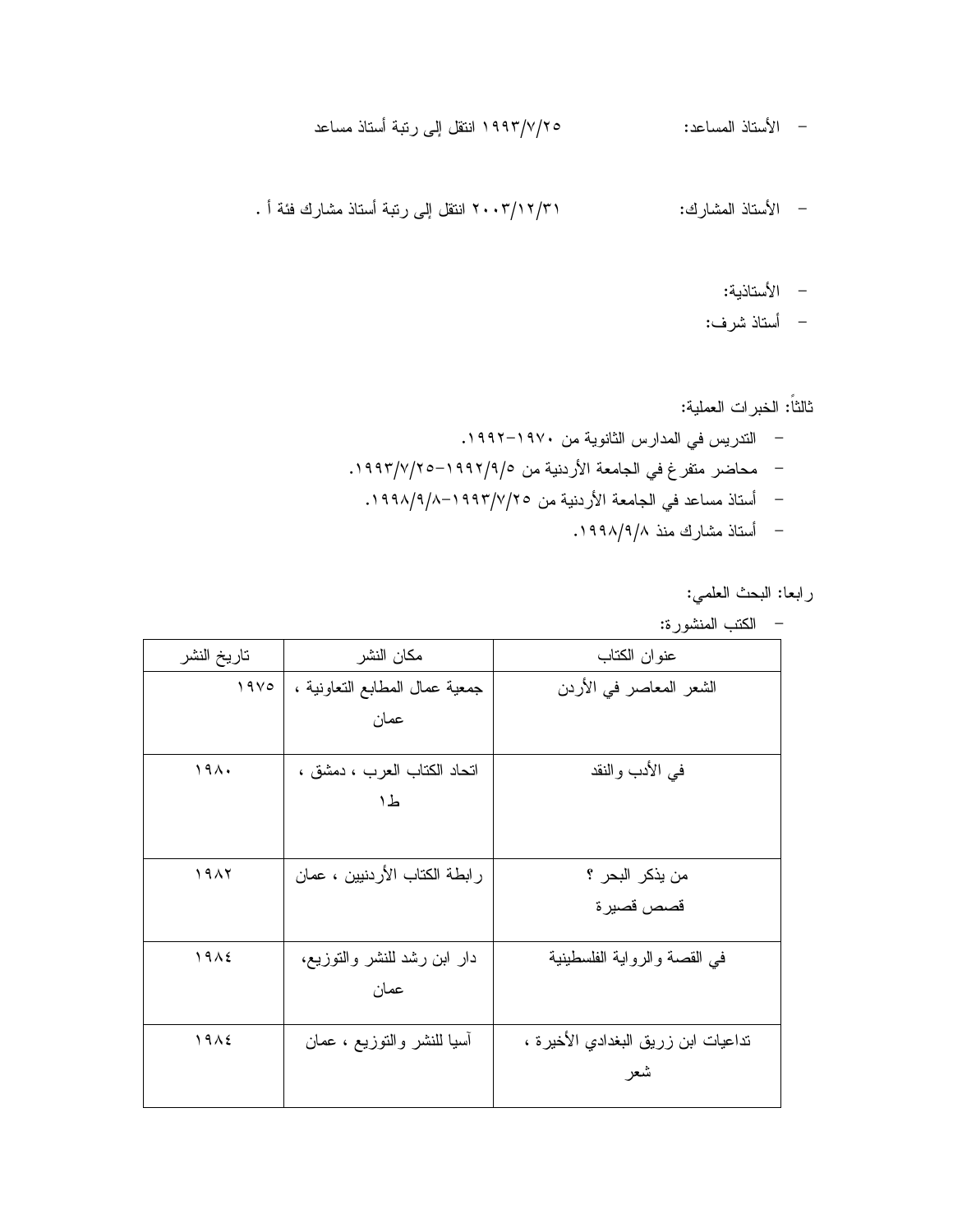- الأستاذ المساعد: ١٩٩٣/٧/٢٥ انتقل إلى رتبة أستاذ مساعد

- الأستاذ المشارك: ٢٠٠٣/١٢/٣١ انتقل إلى رتبة أستاذ مشارك فئة أ .

- الأستاذية:
- أستاذ شرف:

ثالثاً: الخبرات العملية:

- التدريس في المدارس الثانوية من ١٩٧٠-١٩٩٢.
- محاضر متفرغ في الجامعة الأردنية من ١٩٩٢/٩/٥-١٩٩٣/٧/٢٥.
- أستاذ مساعد في الجامعة الأردنية من ١٩٩٣/٧/٢٥-١٩٩٨/٩/٨.
- أستاذ مشارك منذ ١٩٩٨/٩/٨.

رابعا: البحث العلمي:

- الكتب المنشورة:

| عنوان الكتاب | مكان النشر | تاريخ النشر |
| --- | --- | --- |
| الشعر المعاصر في الأردن | جمعية عمال المطابع التعاونية ، عمان | ١٩٧٥ |
| في الأدب والنقد | اتحاد الكتاب العرب ، دمشق ، ط١ | ١٩٨٠ |
| من يذكر البحر ؟ قصص قصيرة | رابطة الكتاب الأردنيين ، عمان | ١٩٨٢ |
| في القصة والرواية الفلسطينية | دار ابن رشد للنشر والتوزيع، عمان | ١٩٨٤ |
| تداعيات ابن زريق البغدادي الأخيرة ، شعر | آسيا للنشر والتوزيع ، عمان | ١٩٨٤ |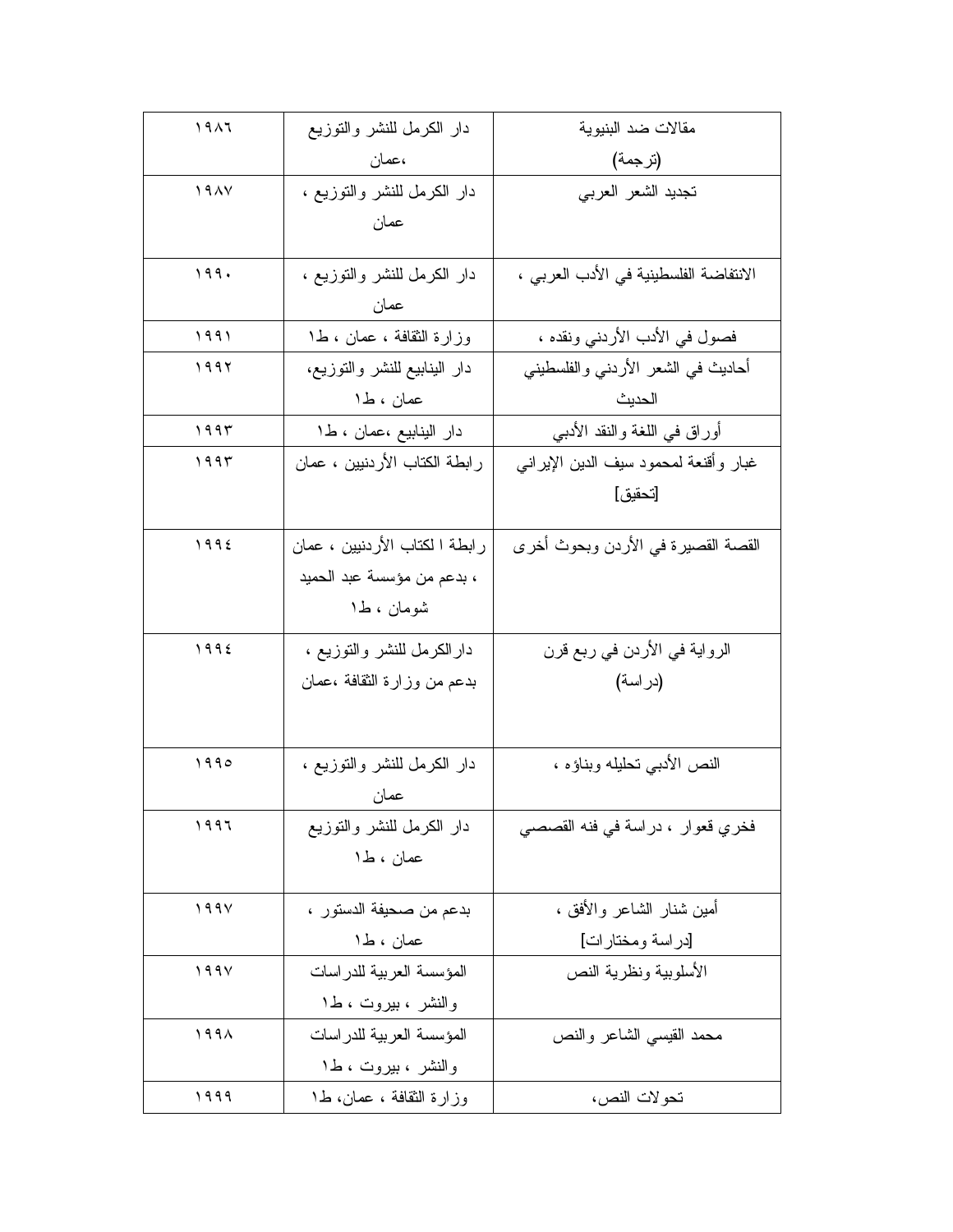| مقالات ضد البنيوية (ترجمة) | دار الكرمل للنشر والتوزيع ،عمان | ١٩٨٦ |
|---|---|---|
| تجديد الشعر العربي | دار الكرمل للنشر والتوزيع ، عمان | ١٩٨٧ |
| الانتفاضة الفلسطينية في الأدب العربي ، | دار الكرمل للنشر والتوزيع ، عمان | ١٩٩٠ |
| فصول في الأدب الأردني ونقده ، | وزارة الثقافة ، عمان ، ط١ | ١٩٩١ |
| أحاديث في الشعر الأردني والفلسطيني الحديث | دار الينابيع للنشر والتوزيع، عمان ، ط١ | ١٩٩٢ |
| أوراق في اللغة والنقد الأدبي | دار الينابيع ،عمان ، ط١ | ١٩٩٣ |
| غبار وأقنعة لمحمود سيف الدين الإيراني [تحقيق] | رابطة الكتاب الأردنيين ، عمان | ١٩٩٣ |
| القصة القصيرة في الأردن وبحوث أخرى | رابطة ا لكتاب الأردنيين ، عمان ، بدعم من مؤسسة عبد الحميد شومان ، ط١ | ١٩٩٤ |
| الرواية في الأردن في ربع قرن (دراسة) | دارالكرمل للنشر والتوزيع ، بدعم من وزارة الثقافة ،عمان | ١٩٩٤ |
| النص الأدبي تحليله وبناؤه ، | دار الكرمل للنشر والتوزيع ، عمان | ١٩٩٥ |
| فخري قعوار ، دراسة في فنه القصصي | دار الكرمل للنشر والتوزيع عمان ، ط١ | ١٩٩٦ |
| أمين شنار الشاعر والأفق ، [دراسة ومختارات] | بدعم من صحيفة الدستور ، عمان ، ط١ | ١٩٩٧ |
| الأسلوبية ونظرية النص | المؤسسة العربية للدراسات والنشر ، بيروت ، ط١ | ١٩٩٧ |
| محمد القيسي الشاعر والنص | المؤسسة العربية للدراسات والنشر ، بيروت ، ط١ | ١٩٩٨ |
| تحولات النص، | وزارة الثقافة ، عمان، ط١ | ١٩٩٩ |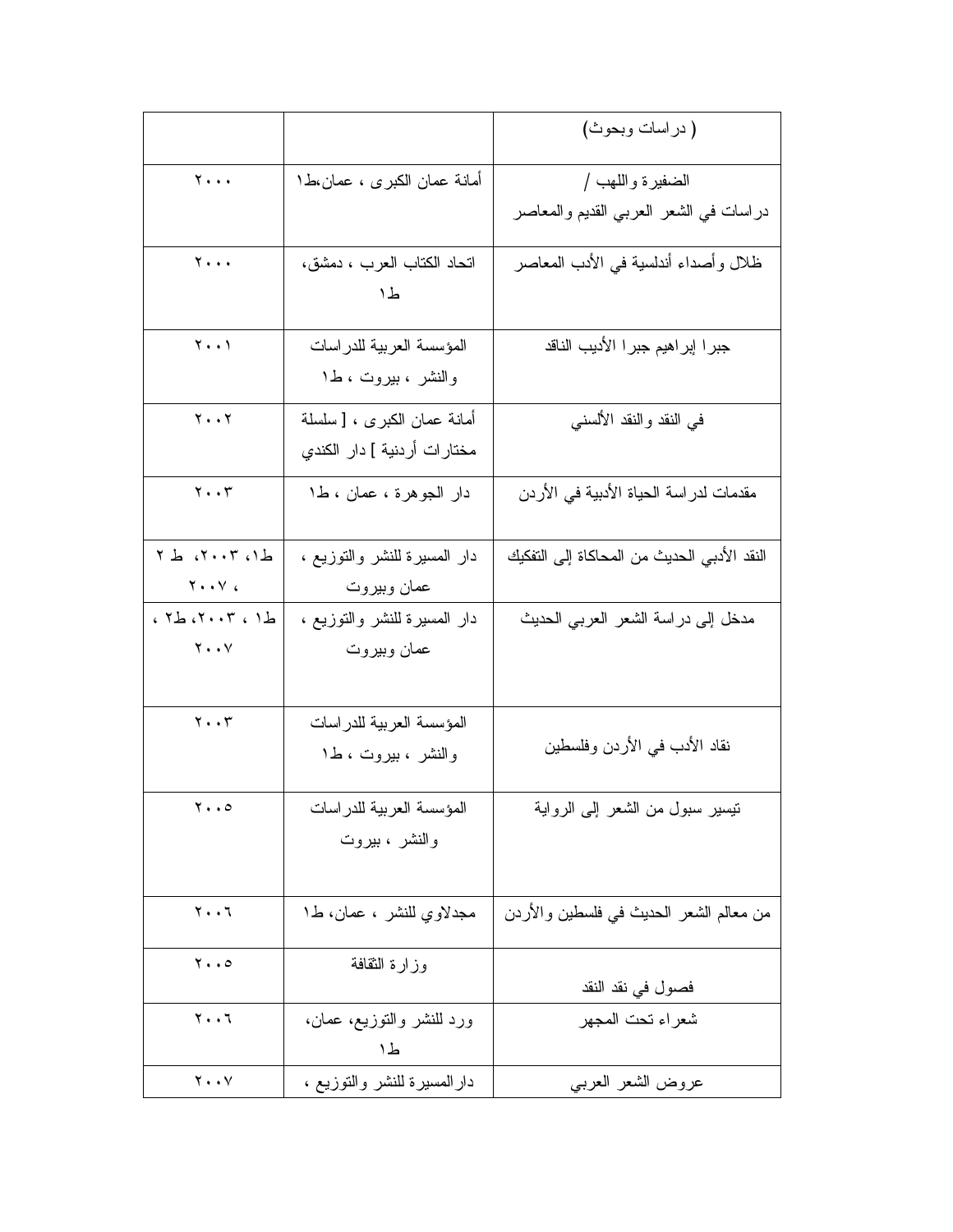| ( دراسات وبحوث) | | |
|---|---|---|
| الضفيرة واللهب / دراسات في الشعر العربي القديم والمعاصر | أمانة عمان الكبرى ، عمان،ط١ | ٢٠٠٠ |
| ظلال وأصداء أندلسية في الأدب المعاصر | اتحاد الكتاب العرب ، دمشق، ط١ | ٢٠٠٠ |
| جبرا إبراهيم جبرا الأديب الناقد | المؤسسة العربية للدراسات والنشر ، بيروت ، ط١ | ٢٠٠١ |
| في النقد والنقد الألسني | أمانة عمان الكبرى ، [ سلسلة مختارات أردنية ] دار الكندي | ٢٠٠٢ |
| مقدمات لدراسة الحياة الأدبية في الأردن | دار الجوهرة ، عمان ، ط١ | ٢٠٠٣ |
| النقد الأدبي الحديث من المحاكاة إلى التفكيك | دار المسيرة للنشر والتوزيع ، عمان وبيروت | ط١، ٢٠٠٣، ط ٢ ، ٢٠٠٧ |
| مدخل إلى دراسة الشعر العربي الحديث | دار المسيرة للنشر والتوزيع ، عمان وبيروت | ط١ ، ٢٠٠٣، ط٢ ، ٢٠٠٧ |
| نقاد الأدب في الأردن وفلسطين | المؤسسة العربية للدراسات والنشر ، بيروت ، ط١ | ٢٠٠٣ |
| تيسير سبول من الشعر إلى الرواية | المؤسسة العربية للدراسات والنشر ، بيروت | ٢٠٠٥ |
| من معالم الشعر الحديث في فلسطين والأردن | مجدلاوي للنشر ، عمان، ط١ | ٢٠٠٦ |
| فصول في نقد النقد | وزارة الثقافة | ٢٠٠٥ |
| شعراء تحت المجهر | ورد للنشر والتوزيع، عمان، ط١ | ٢٠٠٦ |
| عروض الشعر العربي | دارالمسيرة للنشر والتوزيع ، | ٢٠٠٧ |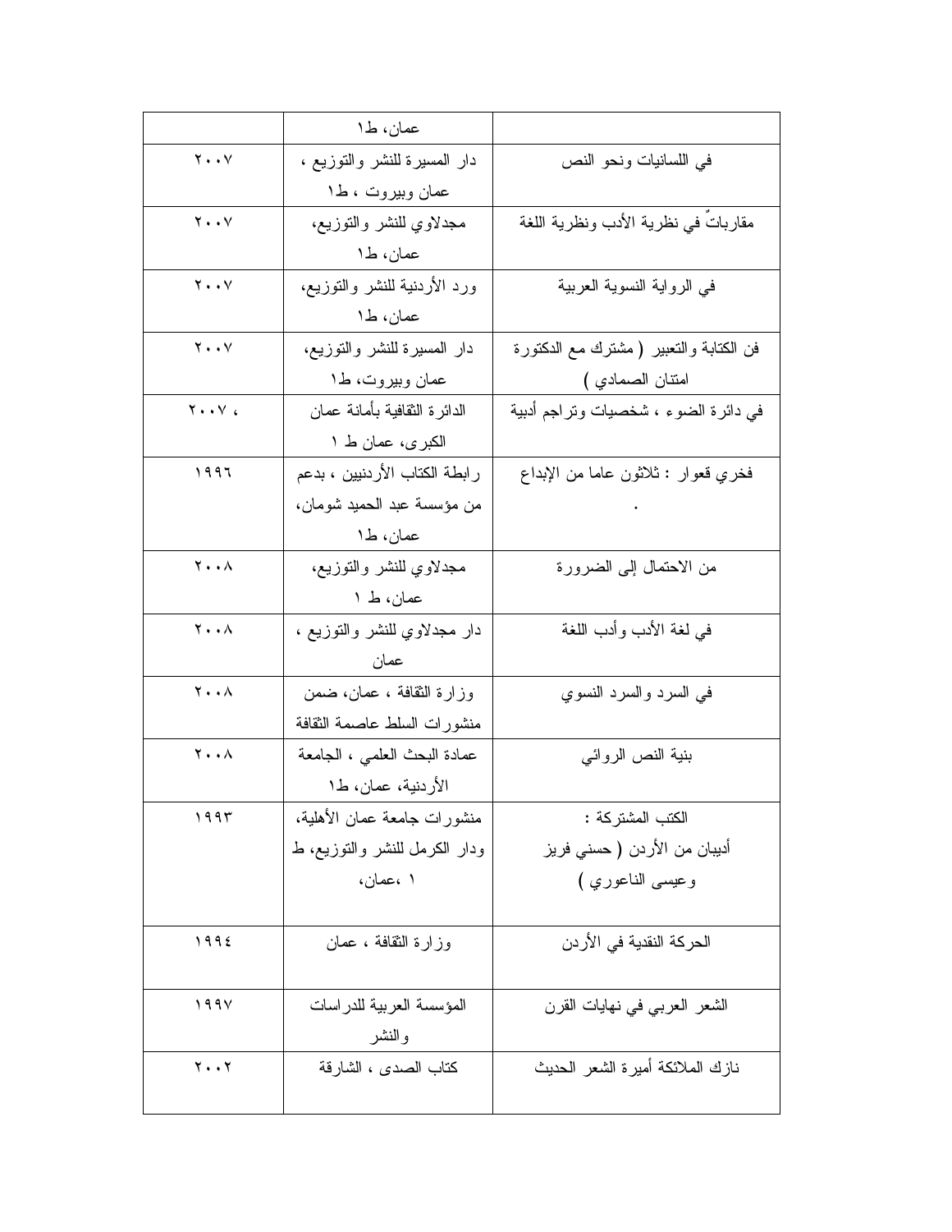| | | |
|---|---|---|
| | عمان، ط١ | |
| في اللسانيات ونحو النص | دار المسيرة للنشر والتوزيع ، عمان وبيروت ، ط١ | ٢٠٠٧ |
| مقارباتٌ في نظرية الأدب ونظرية اللغة | مجدلاوي للنشر والتوزيع، عمان، ط١ | ٢٠٠٧ |
| في الرواية النسوية العربية | ورد الأردنية للنشر والتوزيع، عمان، ط١ | ٢٠٠٧ |
| فن الكتابة والتعبير ( مشترك مع الدكتورة امتنان الصمادي ) | دار المسيرة للنشر والتوزيع، عمان وبيروت، ط١ | ٢٠٠٧ |
| في دائرة الضوء ، شخصيات وتراجم أدبية | الدائرة الثقافية بأمانة عمان الكبرى، عمان ط ١ | ٢٠٠٧ ، |
| فخري قعوار : ثلاثون عاما من الإبداع . | رابطة الكتاب الأردنيين ، بدعم من مؤسسة عبد الحميد شومان، عمان، ط١ | ١٩٩٦ |
| من الاحتمال إلى الضرورة | مجدلاوي للنشر والتوزيع، عمان، ط ١ | ٢٠٠٨ |
| في لغة الأدب وأدب اللغة | دار مجدلاوي للنشر والتوزيع ، عمان | ٢٠٠٨ |
| في السرد والسرد النسوي | وزارة الثقافة ، عمان، ضمن منشورات السلط عاصمة الثقافة | ٢٠٠٨ |
| بنية النص الروائي | عمادة البحث العلمي ، الجامعة الأردنية، عمان، ط١ | ٢٠٠٨ |
| الكتب المشتركة : أديبان من الأردن ( حسني فريز وعيسى الناعوري ) | منشورات جامعة عمان الأهلية، ودار الكرمل للنشر والتوزيع، ط ١ ،عمان، | ١٩٩٣ |
| الحركة النقدية في الأردن | وزارة الثقافة ، عمان | ١٩٩٤ |
| الشعر العربي في نهايات القرن | المؤسسة العربية للدراسات والنشر | ١٩٩٧ |
| نازك الملائكة أميرة الشعر الحديث | كتاب الصدى ، الشارقة | ٢٠٠٢ |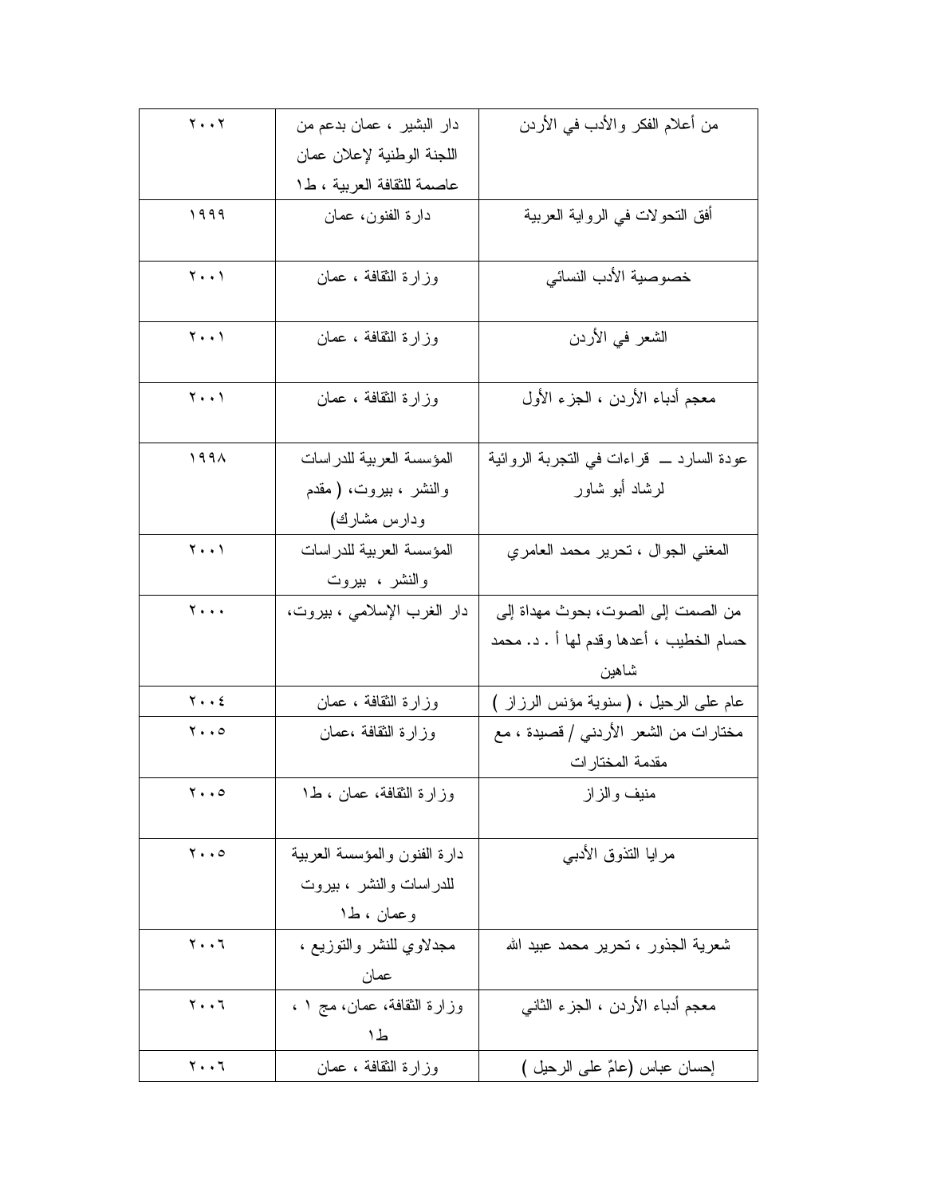| من أعلام الفكر والأدب في الأردن | دار البشير ، عمان بدعم من اللجنة الوطنية لإعلان عمان عاصمة للثقافة العربية ، ط١ | ٢٠٠٢ |
|---|---|---|
| أفق التحولات في الرواية العربية | دارة الفنون، عمان | ١٩٩٩ |
| خصوصية الأدب النسائي | وزارة الثقافة ، عمان | ٢٠٠١ |
| الشعر في الأردن | وزارة الثقافة ، عمان | ٢٠٠١ |
| معجم أدباء الأردن ، الجزء الأول | وزارة الثقافة ، عمان | ٢٠٠١ |
| عودة السارد ــ قراءات في التجربة الروائية لرشاد أبو شاور | المؤسسة العربية للدراسات والنشر ، بيروت، ( مقدم ودارس مشارك) | ١٩٩٨ |
| المغني الجوال ، تحرير محمد العامري | المؤسسة العربية للدراسات والنشر ، بيروت | ٢٠٠١ |
| من الصمت إلى الصوت، بحوث مهداة إلى حسام الخطيب ، أعدها وقدم لها أ . د. محمد شاهين | دار الغرب الإسلامي ، بيروت، | ٢٠٠٠ |
| عام على الرحيل ، ( سنوية مؤنس الرزاز ) | وزارة الثقافة ، عمان | ٢٠٠٤ |
| مختارات من الشعر الأردني / قصيدة ، مع مقدمة المختارات | وزارة الثقافة ،عمان | ٢٠٠٥ |
| منيف والزاز | وزارة الثقافة، عمان ، ط١ | ٢٠٠٥ |
| مرايا التذوق الأدبي | دارة الفنون والمؤسسة العربية للدراسات والنشر ، بيروت وعمان ، ط١ | ٢٠٠٥ |
| شعرية الجذور ، تحرير محمد عبيد الله | مجدلاوي للنشر والتوزيع ، عمان | ٢٠٠٦ |
| معجم أدباء الأردن ، الجزء الثاني | وزارة الثقافة، عمان، مج ١ ، ط١ | ٢٠٠٦ |
| إحسان عباس (عامٌ على الرحيل ) | وزارة الثقافة ، عمان | ٢٠٠٦ |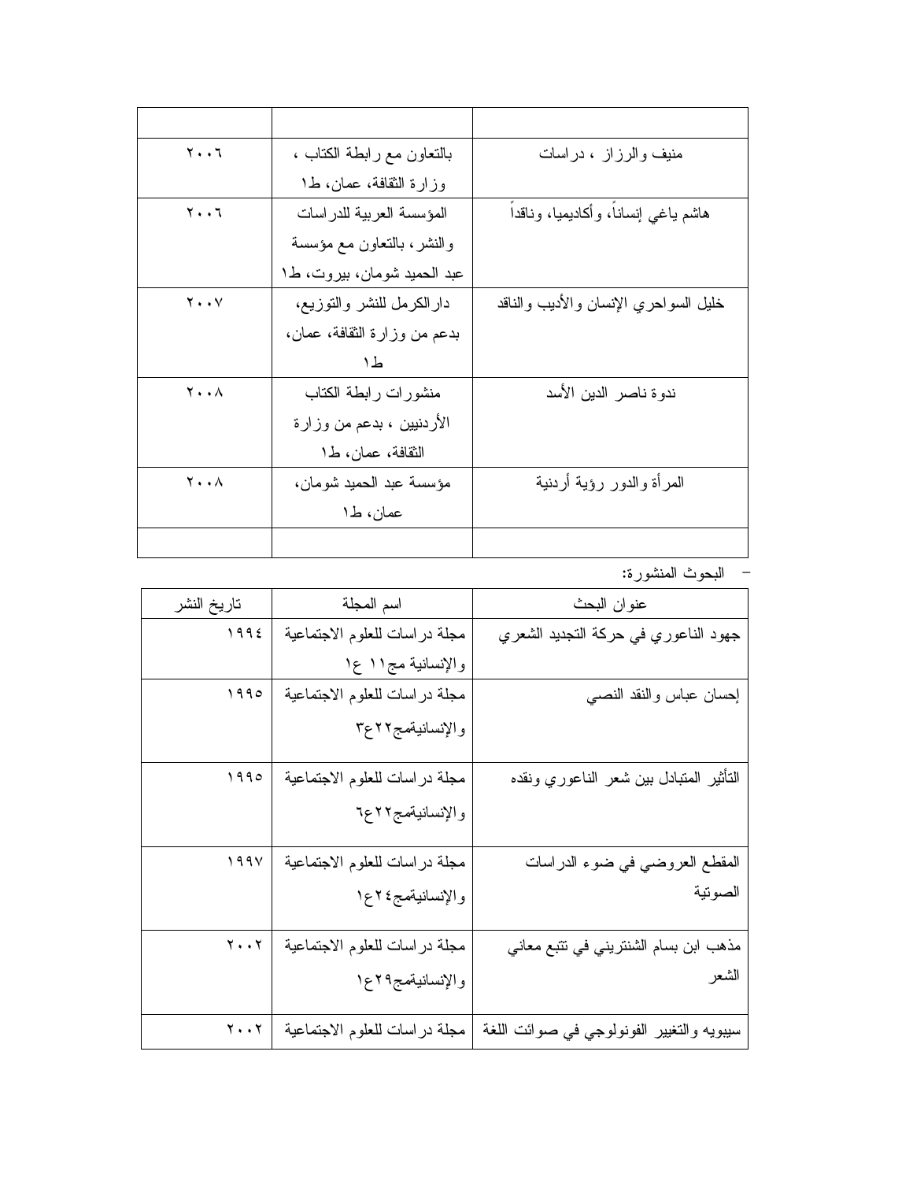| | | |
|---|---|---|
| | | |
| منيف والرزاز ، دراسات | بالتعاون مع رابطة الكتاب ، وزارة الثقافة، عمان، ط١ | ٢٠٠٦ |
| هاشم ياغي إنساناً، وأكاديميا، وناقداً | المؤسسة العربية للدراسات والنشر، بالتعاون مع مؤسسة عبد الحميد شومان، بيروت، ط١ | ٢٠٠٦ |
| خليل السواحري الإنسان والأديب والناقد | دارالكرمل للنشر والتوزيع، بدعم من وزارة الثقافة، عمان، ط١ | ٢٠٠٧ |
| ندوة ناصر الدين الأسد | منشورات رابطة الكتاب الأردنيين ، بدعم من وزارة الثقافة، عمان، ط١ | ٢٠٠٨ |
| المرأة والدور رؤية أردنية | مؤسسة عبد الحميد شومان، عمان، ط١ | ٢٠٠٨ |
| | | |

- البحوث المنشورة:

| عنوان البحث | اسم المجلة | تاريخ النشر |
|---|---|---|
| جهود الناعوري في حركة التجديد الشعري | مجلة دراسات للعلوم الاجتماعية والإنسانية مج١١ ع١ | ١٩٩٤ |
| إحسان عباس والنقد النصي | مجلة دراسات للعلوم الاجتماعية والإنسانيةمج٢٢ع٣ | ١٩٩٥ |
| التأثير المتبادل بين شعر الناعوري ونقده | مجلة دراسات للعلوم الاجتماعية والإنسانيةمج٢٢ع٦ | ١٩٩٥ |
| المقطع العروضي في ضوء الدراسات الصوتية | مجلة دراسات للعلوم الاجتماعية والإنسانيةمج٢٤ع١ | ١٩٩٧ |
| مذهب ابن بسام الشنتريني في تتبع معاني الشعر | مجلة دراسات للعلوم الاجتماعية والإنسانيةمج٢٩ع١ | ٢٠٠٢ |
| سيبويه والتغيير الفونولوجي في صوائت اللغة | مجلة دراسات للعلوم الاجتماعية | ٢٠٠٢ |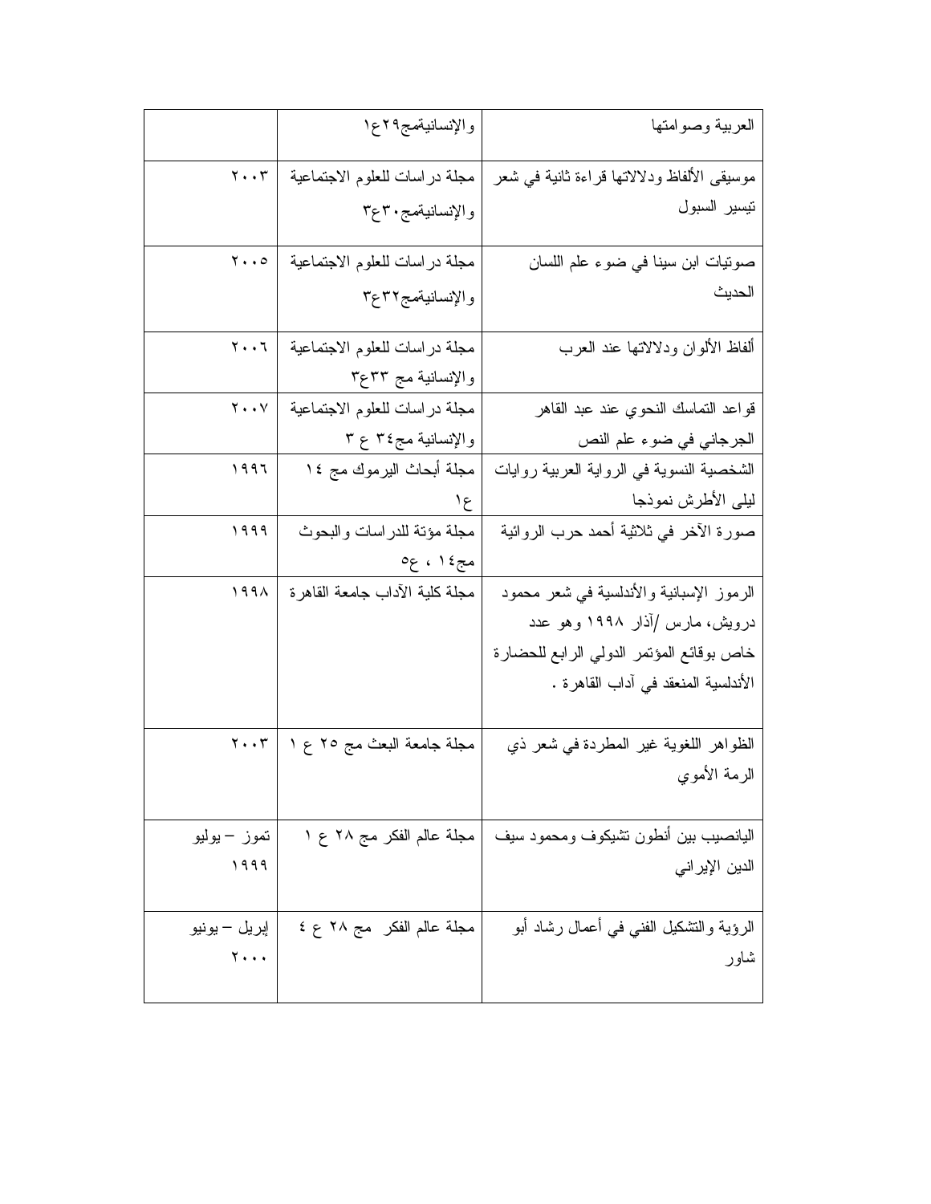| العربية وصوامتها | والإنسانيةمج٢٩ع١ | |
|---|---|---|
| موسيقى الألفاظ ودلالاتها قراءة ثانية في شعر تيسير السبول | مجلة دراسات للعلوم الاجتماعية والإنسانيةمج٣٠ع٣ | ٢٠٠٣ |
| صوتيات ابن سينا في ضوء علم اللسان الحديث | مجلة دراسات للعلوم الاجتماعية والإنسانيةمج٣٢ع٣ | ٢٠٠٥ |
| ألفاظ الألوان ودلالاتها عند العرب | مجلة دراسات للعلوم الاجتماعية والإنسانية مج ٣٣ع٣ | ٢٠٠٦ |
| قواعد التماسك النحوي عند عبد القاهر الجرجاني في ضوء علم النص | مجلة دراسات للعلوم الاجتماعية والإنسانية مج٣٤ ع ٣ | ٢٠٠٧ |
| الشخصية النسوية في الرواية العربية روايات ليلى الأطرش نموذجا | مجلة أبحاث اليرموك مج ١٤ ع١ | ١٩٩٦ |
| صورة الآخر في ثلاثية أحمد حرب الروائية | مجلة مؤتة للدراسات والبحوث مج١٤ ، ع٥ | ١٩٩٩ |
| الرموز الإسبانية والأندلسية في شعر محمود درويش، مارس /آذار ١٩٩٨ وهو عدد خاص بوقائع المؤتمر الدولي الرابع للحضارة الأندلسية المنعقد في آداب القاهرة . | مجلة كلية الآداب جامعة القاهرة | ١٩٩٨ |
| الظواهر اللغوية غير المطردة في شعر ذي الرمة الأموي | مجلة جامعة البعث مج ٢٥ ع ١ | ٢٠٠٣ |
| اليانصيب بين أنطون تشيكوف ومحمود سيف الدين الإيراني | مجلة عالم الفكر مج ٢٨ ع ١ | تموز – يوليو ١٩٩٩ |
| الرؤية والتشكيل الفني في أعمال رشاد أبو شاور | مجلة عالم الفكر مج ٢٨ ع ٤ | إبريل – يونيو ٢٠٠٠ |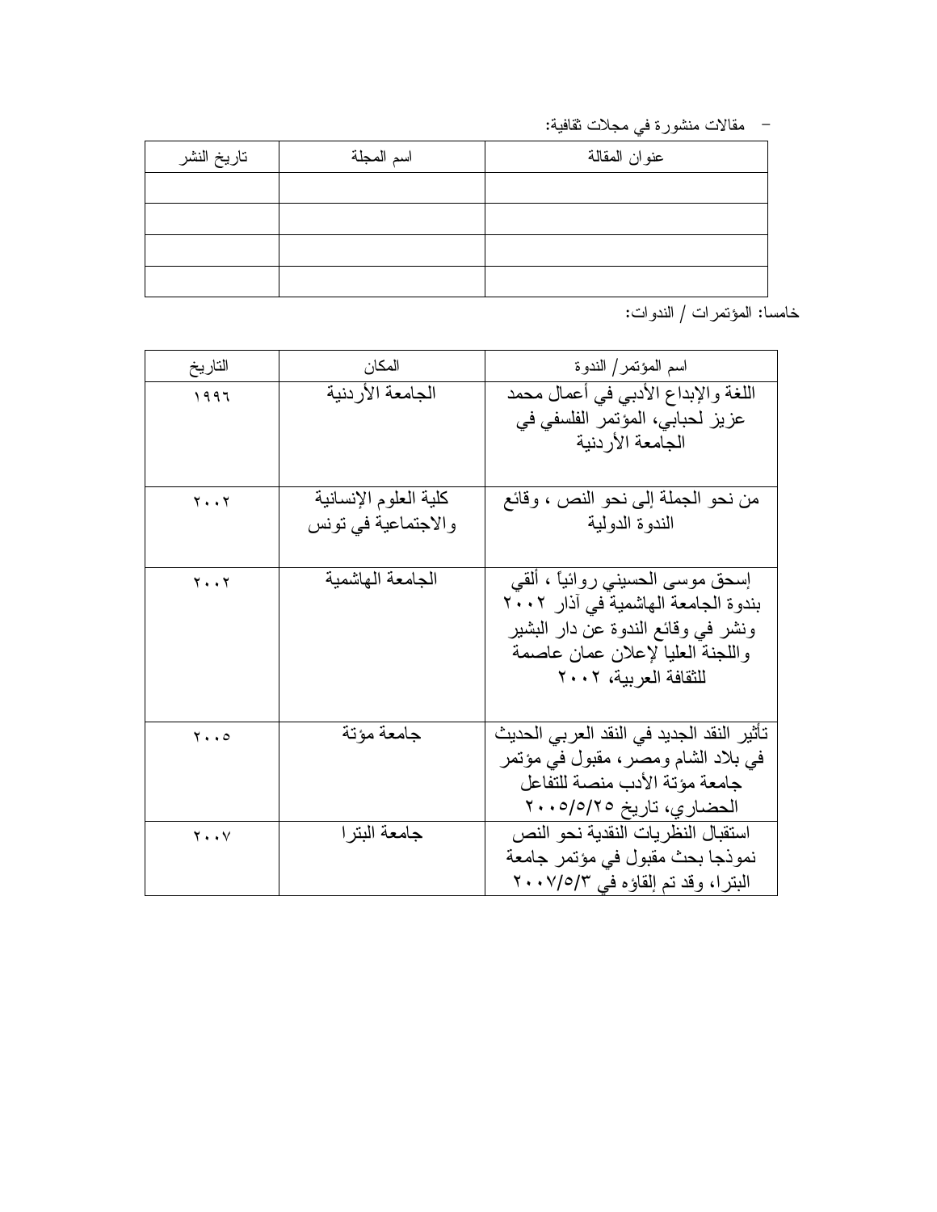- مقالات منشورة في مجلات ثقافية:

| عنوان المقالة | اسم المجلة | تاريخ النشر |
| --- | --- | --- |
| | | |
| | | |
| | | |
| | | |

خامسا: المؤتمرات / الندوات:

| اسم المؤتمر/ الندوة | المكان | التاريخ |
| --- | --- | --- |
| اللغة والإبداع الأدبي في أعمال محمد عزيز لحبابي، المؤتمر الفلسفي في الجامعة الأردنية | الجامعة الأردنية | ١٩٩٦ |
| من نحو الجملة إلى نحو النص ، وقائع الندوة الدولية | كلية العلوم الإنسانية والاجتماعية في تونس | ٢٠٠٢ |
| إسحق موسى الحسيني روائياً ، ألقي بندوة الجامعة الهاشمية في آذار ٢٠٠٢ ونشر في وقائع الندوة عن دار البشير واللجنة العليا لإعلان عمان عاصمة للثقافة العربية، ٢٠٠٢ | الجامعة الهاشمية | ٢٠٠٢ |
| تأثير النقد الجديد في النقد العربي الحديث في بلاد الشام ومصر، مقبول في مؤتمر جامعة مؤتة الأدب منصة للتفاعل الحضاري، تاريخ ٢٠٠٥/٥/٢٥ | جامعة مؤتة | ٢٠٠٥ |
| استقبال النظريات النقدية نحو النص نموذجا بحث مقبول في مؤتمر جامعة البترا، وقد تم إلقاؤه في ٢٠٠٧/٥/٣ | جامعة البترا | ٢٠٠٧ |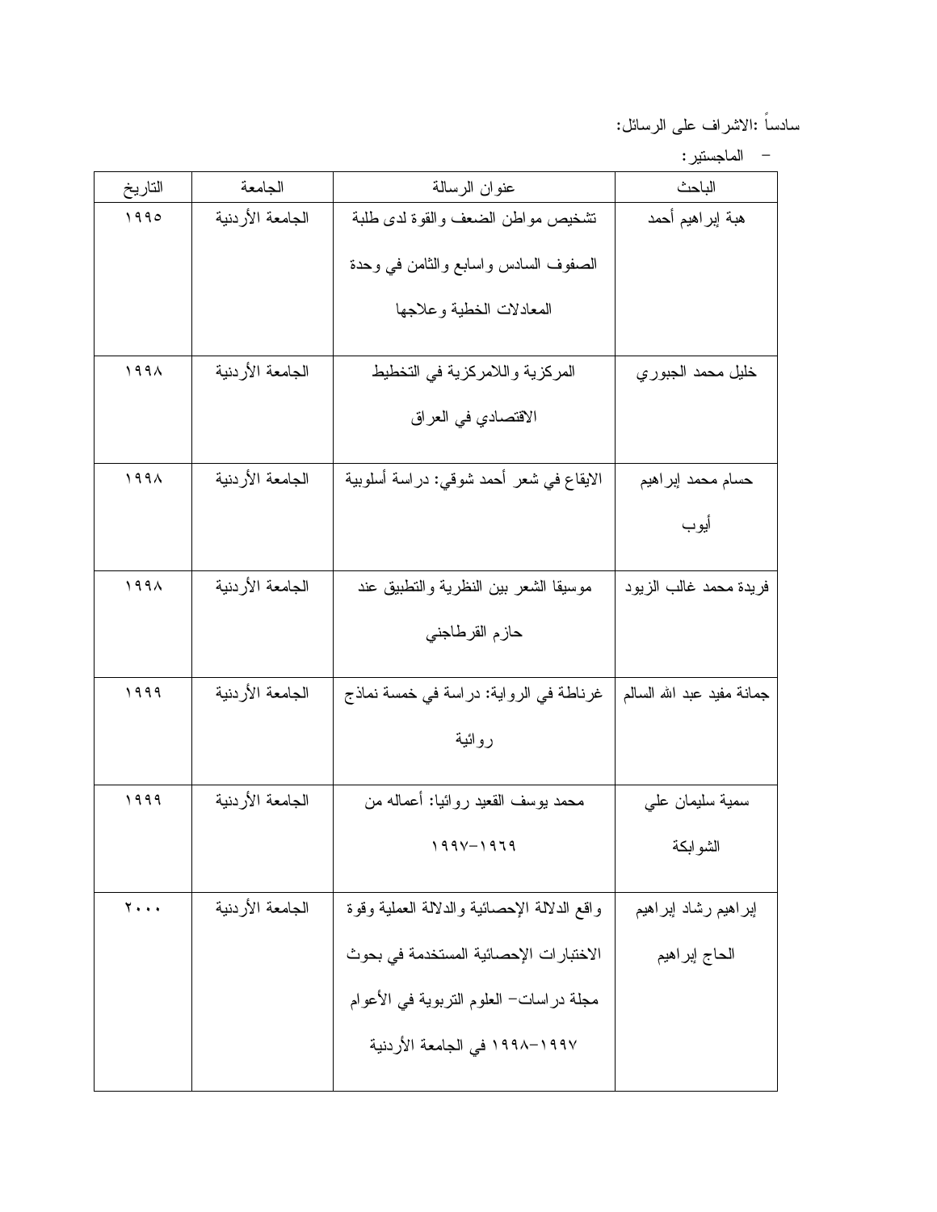سادساً :الاشراف على الرسائل:

- الماجستير:

| الباحث | عنوان الرسالة | الجامعة | التاريخ |
| --- | --- | --- | --- |
| هبة إبراهيم أحمد | تشخيص مواطن الضعف والقوة لدى طلبة الصفوف السادس واسابع والثامن في وحدة المعادلات الخطية وعلاجها | الجامعة الأردنية | ١٩٩٥ |
| خليل محمد الجبوري | المركزية واللامركزية في التخطيط الاقتصادي في العراق | الجامعة الأردنية | ١٩٩٨ |
| حسام محمد إبراهيم أيوب | الايقاع في شعر أحمد شوقي: دراسة أسلوبية | الجامعة الأردنية | ١٩٩٨ |
| فريدة محمد غالب الزيود | موسيقا الشعر بين النظرية والتطبيق عند حازم القرطاجني | الجامعة الأردنية | ١٩٩٨ |
| جمانة مفيد عبد الله السالم | غرناطة في الرواية: دراسة في خمسة نماذج روائية | الجامعة الأردنية | ١٩٩٩ |
| سمية سليمان علي الشوابكة | محمد يوسف القعيد روائيا: أعماله من ١٩٦٩-١٩٩٧ | الجامعة الأردنية | ١٩٩٩ |
| إبراهيم رشاد إبراهيم الحاج إبراهيم | واقع الدلالة الإحصائية والدلالة العملية وقوة الاختبارات الإحصائية المستخدمة في بحوث مجلة دراسات- العلوم التربوية في الأعوام ١٩٩٧-١٩٩٨ في الجامعة الأردنية | الجامعة الأردنية | ٢٠٠٠ |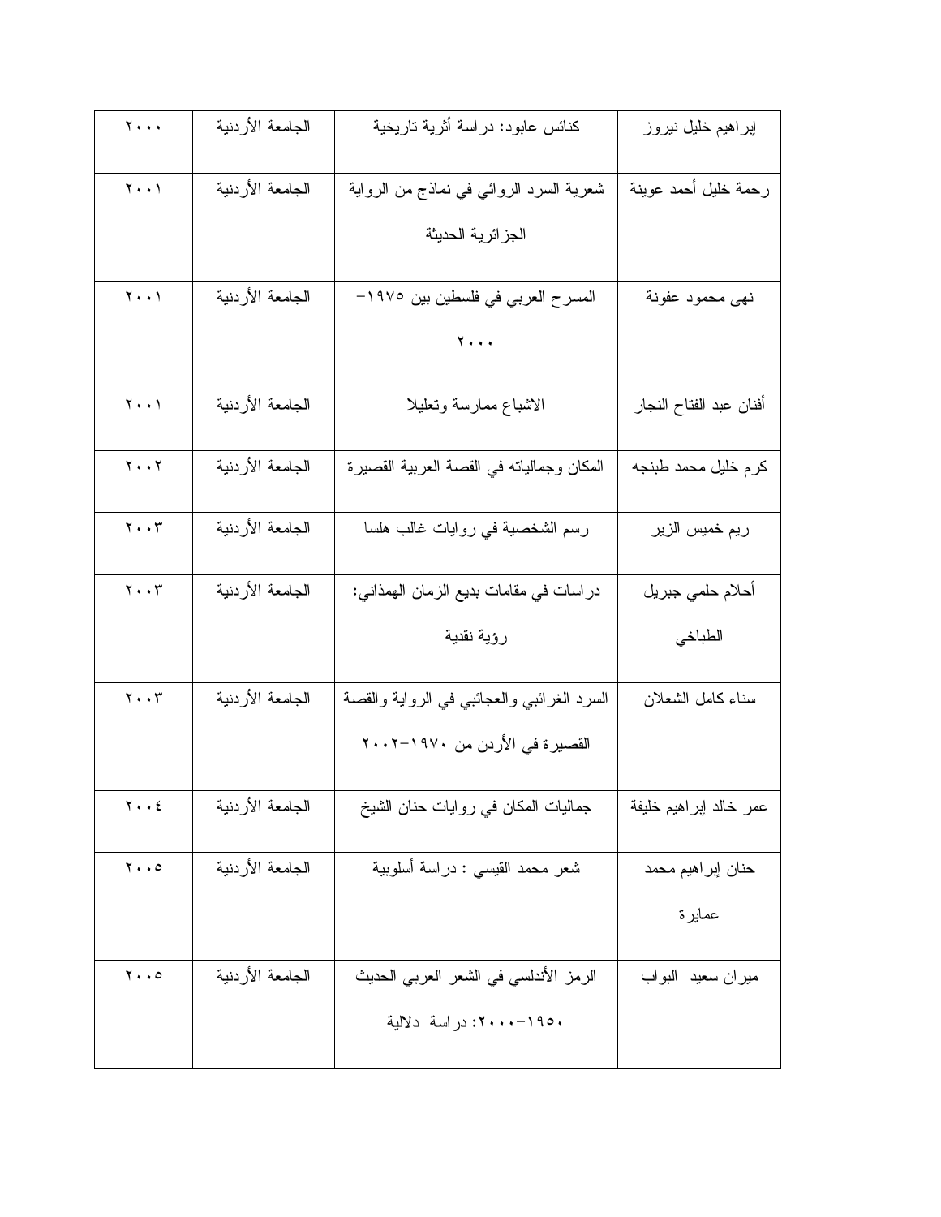| إبراهيم خليل نيروز | كنائس عابود: دراسة أثرية تاريخية | الجامعة الأردنية | ٢٠٠٠ |
|---|---|---|---|
| رحمة خليل أحمد عوينة | شعرية السرد الروائي في نماذج من الرواية الجزائرية الحديثة | الجامعة الأردنية | ٢٠٠١ |
| نهى محمود عفونة | المسرح العربي في فلسطين بين ١٩٧٥–٢٠٠٠ | الجامعة الأردنية | ٢٠٠١ |
| أفنان عبد الفتاح النجار | الاشباع ممارسة وتعليلا | الجامعة الأردنية | ٢٠٠١ |
| كرم خليل محمد طبنجه | المكان وجمالياته في القصة العربية القصيرة | الجامعة الأردنية | ٢٠٠٢ |
| ريم خميس الزير | رسم الشخصية في روايات غالب هلسا | الجامعة الأردنية | ٢٠٠٣ |
| أحلام حلمي جبريل الطباخي | دراسات في مقامات بديع الزمان الهمذاني: رؤية نقدية | الجامعة الأردنية | ٢٠٠٣ |
| سناء كامل الشعلان | السرد الغرائبي والعجائبي في الرواية والقصة القصيرة في الأردن من ١٩٧٠–٢٠٠٢ | الجامعة الأردنية | ٢٠٠٣ |
| عمر خالد إبراهيم خليفة | جماليات المكان في روايات حنان الشيخ | الجامعة الأردنية | ٢٠٠٤ |
| حنان إبراهيم محمد عمايرة | شعر محمد القيسي : دراسة أسلوبية | الجامعة الأردنية | ٢٠٠٥ |
| ميران سعيد البواب | الرمز الأندلسي في الشعر العربي الحديث ١٩٥٠–٢٠٠٠: دراسة دلالية | الجامعة الأردنية | ٢٠٠٥ |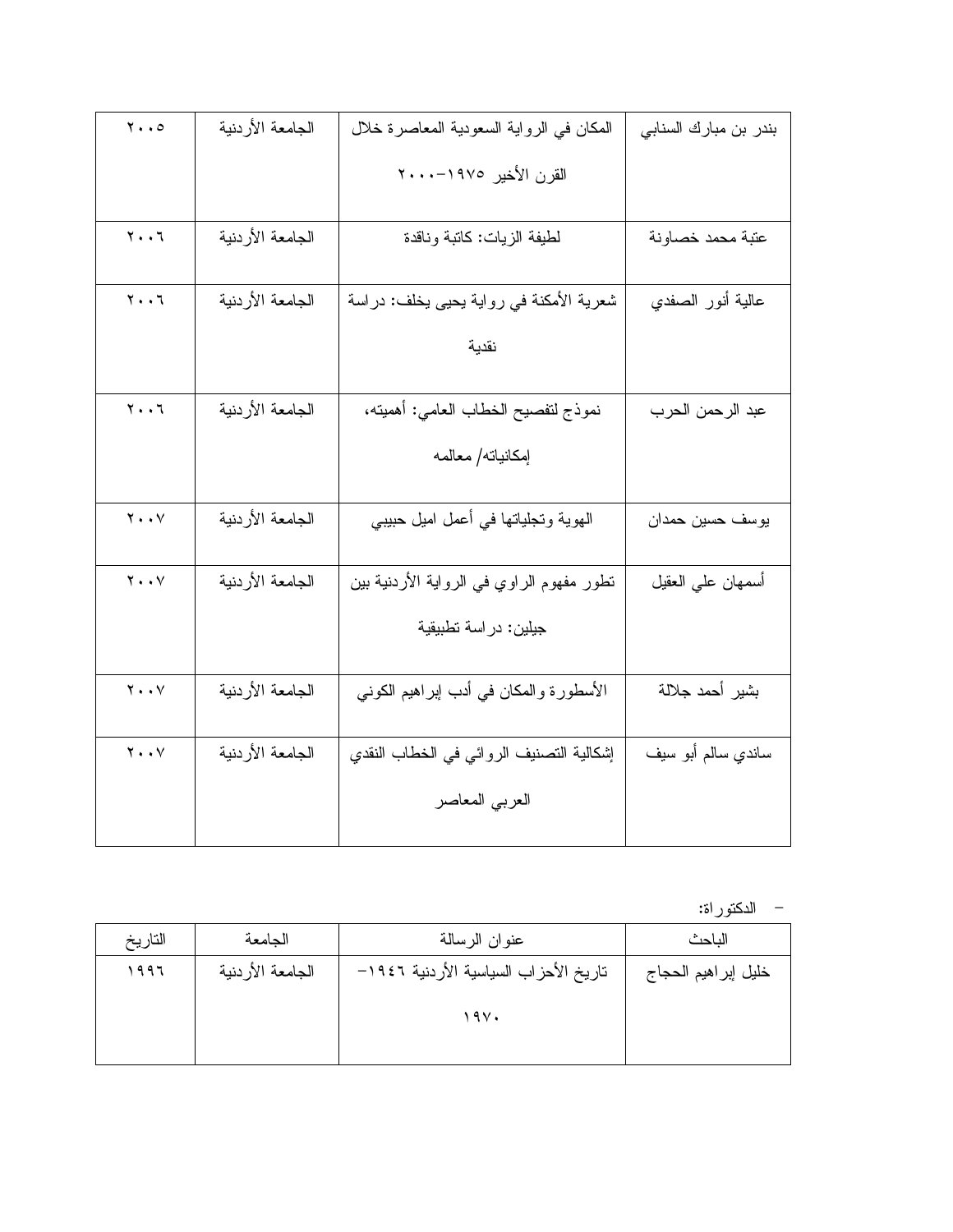| الباحث | عنوان الرسالة | الجامعة | التاريخ |
|---|---|---|---|
| بندر بن مبارك السنابي | المكان في الرواية السعودية المعاصرة خلال القرن الأخير ١٩٧٥-٢٠٠٠ | الجامعة الأردنية | ٢٠٠٥ |
| عتبة محمد خصاونة | لطيفة الزيات: كاتبة وناقدة | الجامعة الأردنية | ٢٠٠٦ |
| عالية أنور الصفدي | شعرية الأمكنة في رواية يحيى يخلف: دراسة نقدية | الجامعة الأردنية | ٢٠٠٦ |
| عبد الرحمن الحرب | نموذج لتفصيح الخطاب العامي: أهميته، إمكانياته/ معالمه | الجامعة الأردنية | ٢٠٠٦ |
| يوسف حسين حمدان | الهوية وتجلياتها في أعمل اميل حبيبي | الجامعة الأردنية | ٢٠٠٧ |
| أسمهان علي العقيل | تطور مفهوم الراوي في الرواية الأردنية بين جيلين: دراسة تطبيقية | الجامعة الأردنية | ٢٠٠٧ |
| بشير أحمد جلالة | الأسطورة والمكان في أدب إبراهيم الكوني | الجامعة الأردنية | ٢٠٠٧ |
| ساندي سالم أبو سيف | إشكالية التصنيف الروائي في الخطاب النقدي العربي المعاصر | الجامعة الأردنية | ٢٠٠٧ |

- الدكتوراة:

| الباحث | عنوان الرسالة | الجامعة | التاريخ |
|---|---|---|---|
| خليل إبراهيم الحجاج | تاريخ الأحزاب السياسية الأردنية ١٩٤٦-١٩٧٠ | الجامعة الأردنية | ١٩٩٦ |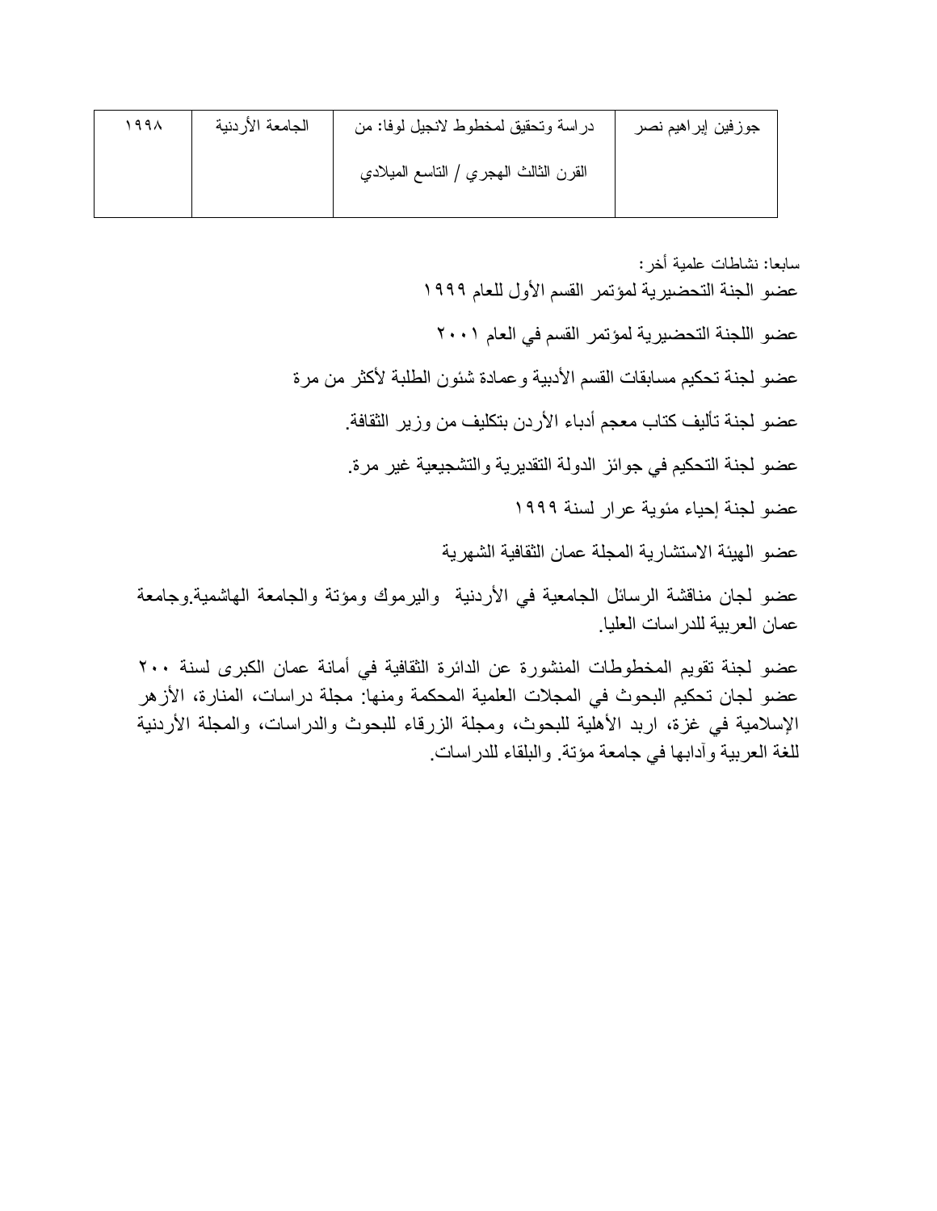| | | | |
|---|---|---|---|
| جوزفين إبراهيم نصر | دراسة وتحقيق لمخطوط لانجيل لوقا: من القرن الثالث الهجري / التاسع الميلادي | الجامعة الأردنية | ١٩٩٨ |

سابعا: نشاطات علمية أخر:

عضو الجنة التحضيرية لمؤتمر القسم الأول للعام ١٩٩٩

عضو اللجنة التحضيرية لمؤتمر القسم في العام ٢٠٠١

عضو لجنة تحكيم مسابقات القسم الأدبية وعمادة شئون الطلبة لأكثر من مرة

عضو لجنة تأليف كتاب معجم أدباء الأردن بتكليف من وزير الثقافة.

عضو لجنة التحكيم في جوائز الدولة التقديرية والتشجيعية غير مرة.

عضو لجنة إحياء مئوية عرار لسنة ١٩٩٩

عضو الهيئة الاستشارية المجلة عمان الثقافية الشهرية

عضو لجان مناقشة الرسائل الجامعية في الأردنية واليرموك ومؤتة والجامعة الهاشمية.وجامعة عمان العربية للدراسات العليا.

عضو لجنة تقويم المخطوطات المنشورة عن الدائرة الثقافية في أمانة عمان الكبرى لسنة ٢٠٠
عضو لجان تحكيم البحوث في المجلات العلمية المحكمة ومنها: مجلة دراسات، المنارة، الأزهر الإسلامية في غزة، اربد الأهلية للبحوث، ومجلة الزرقاء للبحوث والدراسات، والمجلة الأردنية للغة العربية وآدابها في جامعة مؤتة. والبلقاء للدراسات.